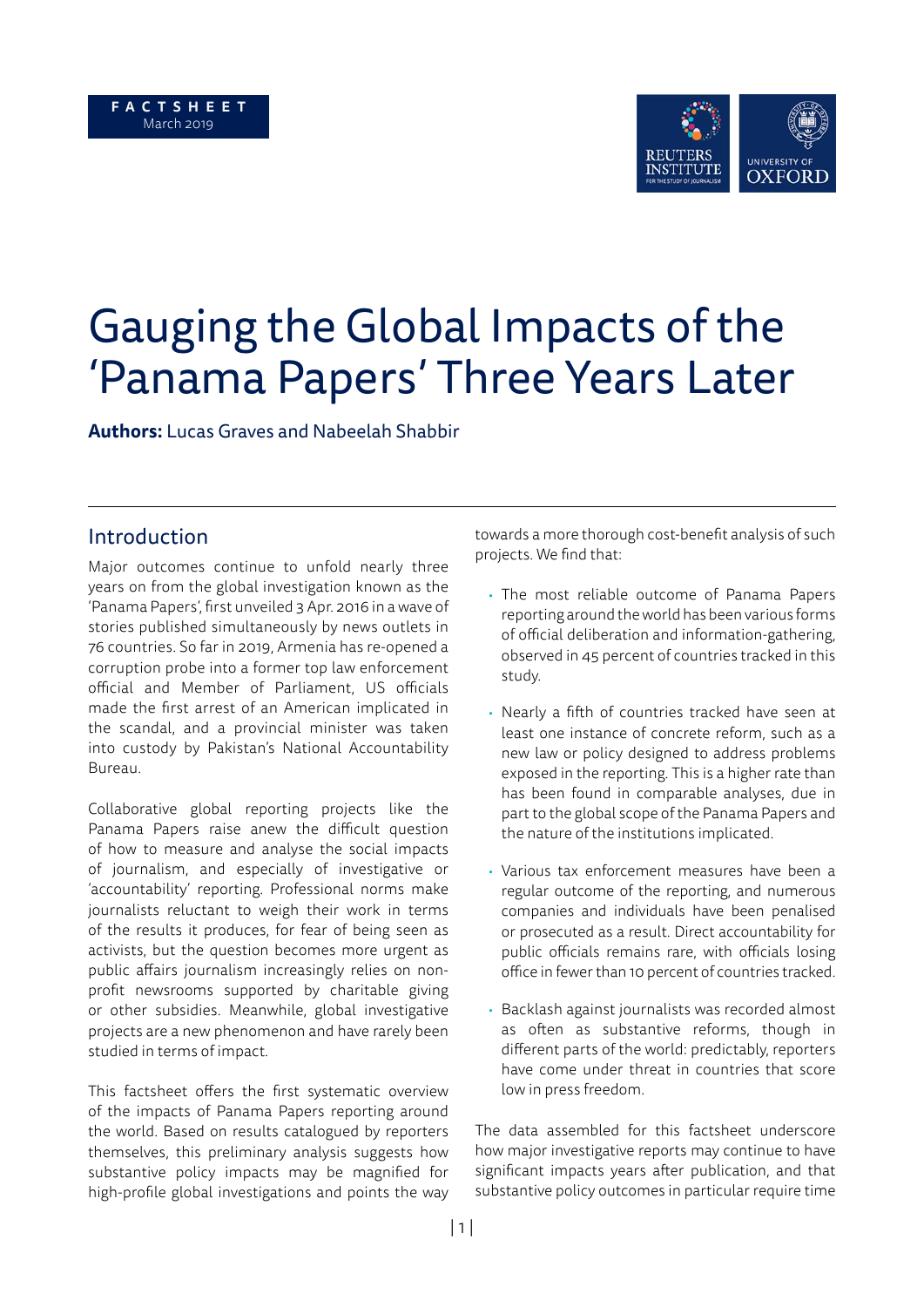FACTSHEET
March 2019

# Gauging the Global Impacts of the 'Panama Papers' Three Years Later

**Authors:** Lucas Graves and Nabeelah Shabbir

## Introduction

Major outcomes continue to unfold nearly three years on from the global investigation known as the 'Panama Papers', first unveiled 3 Apr. 2016 in a wave of stories published simultaneously by news outlets in 76 countries. So far in 2019, Armenia has re-opened a corruption probe into a former top law enforcement official and Member of Parliament, US officials made the first arrest of an American implicated in the scandal, and a provincial minister was taken into custody by Pakistan's National Accountability Bureau.

Collaborative global reporting projects like the Panama Papers raise anew the difficult question of how to measure and analyse the social impacts of journalism, and especially of investigative or 'accountability' reporting. Professional norms make journalists reluctant to weigh their work in terms of the results it produces, for fear of being seen as activists, but the question becomes more urgent as public affairs journalism increasingly relies on non-profit newsrooms supported by charitable giving or other subsidies. Meanwhile, global investigative projects are a new phenomenon and have rarely been studied in terms of impact.

This factsheet offers the first systematic overview of the impacts of Panama Papers reporting around the world. Based on results catalogued by reporters themselves, this preliminary analysis suggests how substantive policy impacts may be magnified for high-profile global investigations and points the way towards a more thorough cost-benefit analysis of such projects. We find that:

- The most reliable outcome of Panama Papers reporting around the world has been various forms of official deliberation and information-gathering, observed in 45 percent of countries tracked in this study.
- Nearly a fifth of countries tracked have seen at least one instance of concrete reform, such as a new law or policy designed to address problems exposed in the reporting. This is a higher rate than has been found in comparable analyses, due in part to the global scope of the Panama Papers and the nature of the institutions implicated.
- Various tax enforcement measures have been a regular outcome of the reporting, and numerous companies and individuals have been penalised or prosecuted as a result. Direct accountability for public officials remains rare, with officials losing office in fewer than 10 percent of countries tracked.
- Backlash against journalists was recorded almost as often as substantive reforms, though in different parts of the world: predictably, reporters have come under threat in countries that score low in press freedom.

The data assembled for this factsheet underscore how major investigative reports may continue to have significant impacts years after publication, and that substantive policy outcomes in particular require time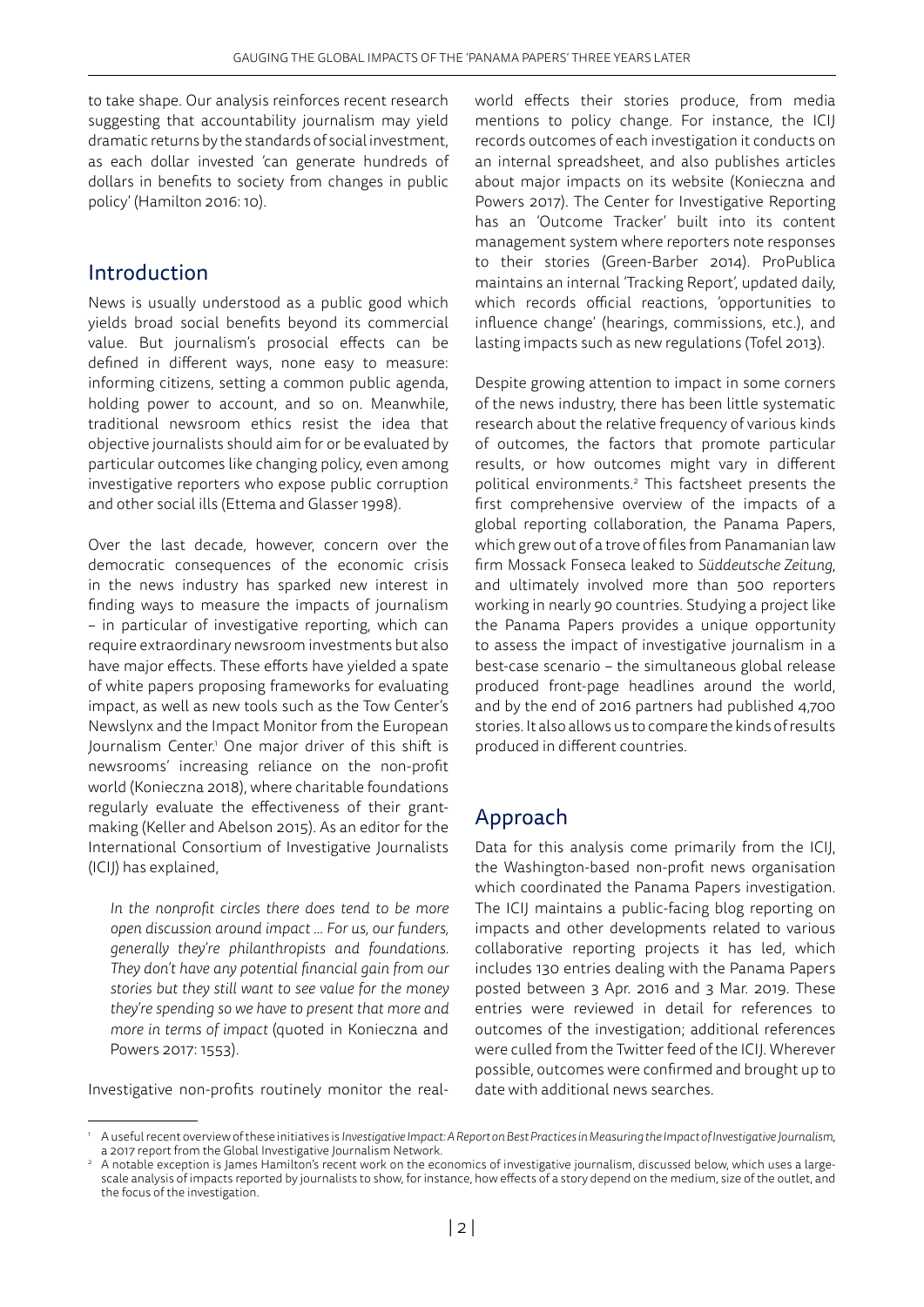to take shape. Our analysis reinforces recent research suggesting that accountability journalism may yield dramatic returns by the standards of social investment, as each dollar invested 'can generate hundreds of dollars in benefits to society from changes in public policy' (Hamilton 2016: 10).

## Introduction

News is usually understood as a public good which yields broad social benefits beyond its commercial value. But journalism's prosocial effects can be defined in different ways, none easy to measure: informing citizens, setting a common public agenda, holding power to account, and so on. Meanwhile, traditional newsroom ethics resist the idea that objective journalists should aim for or be evaluated by particular outcomes like changing policy, even among investigative reporters who expose public corruption and other social ills (Ettema and Glasser 1998).

Over the last decade, however, concern over the democratic consequences of the economic crisis in the news industry has sparked new interest in finding ways to measure the impacts of journalism – in particular of investigative reporting, which can require extraordinary newsroom investments but also have major effects. These efforts have yielded a spate of white papers proposing frameworks for evaluating impact, as well as new tools such as the Tow Center's Newslynx and the Impact Monitor from the European Journalism Center.[1] One major driver of this shift is newsrooms' increasing reliance on the non-profit world (Konieczna 2018), where charitable foundations regularly evaluate the effectiveness of their grant-making (Keller and Abelson 2015). As an editor for the International Consortium of Investigative Journalists (ICIJ) has explained,

> *In the nonprofit circles there does tend to be more open discussion around impact ... For us, our funders, generally they're philanthropists and foundations. They don't have any potential financial gain from our stories but they still want to see value for the money they're spending so we have to present that more and more in terms of impact* (quoted in Konieczna and Powers 2017: 1553).

Investigative non-profits routinely monitor the real-world effects their stories produce, from media mentions to policy change. For instance, the ICIJ records outcomes of each investigation it conducts on an internal spreadsheet, and also publishes articles about major impacts on its website (Konieczna and Powers 2017). The Center for Investigative Reporting has an 'Outcome Tracker' built into its content management system where reporters note responses to their stories (Green-Barber 2014). ProPublica maintains an internal 'Tracking Report', updated daily, which records official reactions, 'opportunities to influence change' (hearings, commissions, etc.), and lasting impacts such as new regulations (Tofel 2013).

Despite growing attention to impact in some corners of the news industry, there has been little systematic research about the relative frequency of various kinds of outcomes, the factors that promote particular results, or how outcomes might vary in different political environments.[2] This factsheet presents the first comprehensive overview of the impacts of a global reporting collaboration, the Panama Papers, which grew out of a trove of files from Panamanian law firm Mossack Fonseca leaked to *Süddeutsche Zeitung*, and ultimately involved more than 500 reporters working in nearly 90 countries. Studying a project like the Panama Papers provides a unique opportunity to assess the impact of investigative journalism in a best-case scenario – the simultaneous global release produced front-page headlines around the world, and by the end of 2016 partners had published 4,700 stories. It also allows us to compare the kinds of results produced in different countries.

## Approach

Data for this analysis come primarily from the ICIJ, the Washington-based non-profit news organisation which coordinated the Panama Papers investigation. The ICIJ maintains a public-facing blog reporting on impacts and other developments related to various collaborative reporting projects it has led, which includes 130 entries dealing with the Panama Papers posted between 3 Apr. 2016 and 3 Mar. 2019. These entries were reviewed in detail for references to outcomes of the investigation; additional references were culled from the Twitter feed of the ICIJ. Wherever possible, outcomes were confirmed and brought up to date with additional news searches.

---

[1] A useful recent overview of these initiatives is *Investigative Impact: A Report on Best Practices in Measuring the Impact of Investigative Journalism*, a 2017 report from the Global Investigative Journalism Network.

[2] A notable exception is James Hamilton's recent work on the economics of investigative journalism, discussed below, which uses a large-scale analysis of impacts reported by journalists to show, for instance, how effects of a story depend on the medium, size of the outlet, and the focus of the investigation.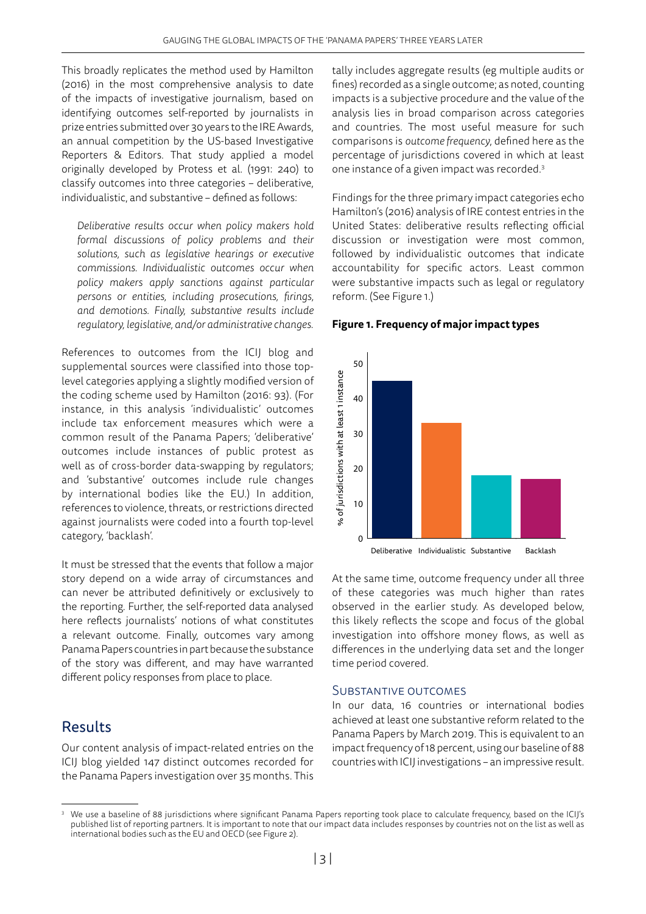This broadly replicates the method used by Hamilton (2016) in the most comprehensive analysis to date of the impacts of investigative journalism, based on identifying outcomes self-reported by journalists in prize entries submitted over 30 years to the IRE Awards, an annual competition by the US-based Investigative Reporters & Editors. That study applied a model originally developed by Protess et al. (1991: 240) to classify outcomes into three categories – deliberative, individualistic, and substantive – defined as follows:

> *Deliberative results occur when policy makers hold formal discussions of policy problems and their solutions, such as legislative hearings or executive commissions. Individualistic outcomes occur when policy makers apply sanctions against particular persons or entities, including prosecutions, firings, and demotions. Finally, substantive results include regulatory, legislative, and/or administrative changes.*

References to outcomes from the ICIJ blog and supplemental sources were classified into those top-level categories applying a slightly modified version of the coding scheme used by Hamilton (2016: 93). (For instance, in this analysis 'individualistic' outcomes include tax enforcement measures which were a common result of the Panama Papers; 'deliberative' outcomes include instances of public protest as well as of cross-border data-swapping by regulators; and 'substantive' outcomes include rule changes by international bodies like the EU.) In addition, references to violence, threats, or restrictions directed against journalists were coded into a fourth top-level category, 'backlash'.

It must be stressed that the events that follow a major story depend on a wide array of circumstances and can never be attributed definitively or exclusively to the reporting. Further, the self-reported data analysed here reflects journalists' notions of what constitutes a relevant outcome. Finally, outcomes vary among Panama Papers countries in part because the substance of the story was different, and may have warranted different policy responses from place to place.

## Results

Our content analysis of impact-related entries on the ICIJ blog yielded 147 distinct outcomes recorded for the Panama Papers investigation over 35 months. This tally includes aggregate results (eg multiple audits or fines) recorded as a single outcome; as noted, counting impacts is a subjective procedure and the value of the analysis lies in broad comparison across categories and countries. The most useful measure for such comparisons is *outcome frequency*, defined here as the percentage of jurisdictions covered in which at least one instance of a given impact was recorded.[3]

Findings for the three primary impact categories echo Hamilton's (2016) analysis of IRE contest entries in the United States: deliberative results reflecting official discussion or investigation were most common, followed by individualistic outcomes that indicate accountability for specific actors. Least common were substantive impacts such as legal or regulatory reform. (See Figure 1.)

**Figure 1. Frequency of major impact types**

At the same time, outcome frequency under all three of these categories was much higher than rates observed in the earlier study. As developed below, this likely reflects the scope and focus of the global investigation into offshore money flows, as well as differences in the underlying data set and the longer time period covered.

### Substantive outcomes

In our data, 16 countries or international bodies achieved at least one substantive reform related to the Panama Papers by March 2019. This is equivalent to an impact frequency of 18 percent, using our baseline of 88 countries with ICIJ investigations – an impressive result.

---

[3] We use a baseline of 88 jurisdictions where significant Panama Papers reporting took place to calculate frequency, based on the ICIJ's published list of reporting partners. It is important to note that our impact data includes responses by countries not on the list as well as international bodies such as the EU and OECD (see Figure 2).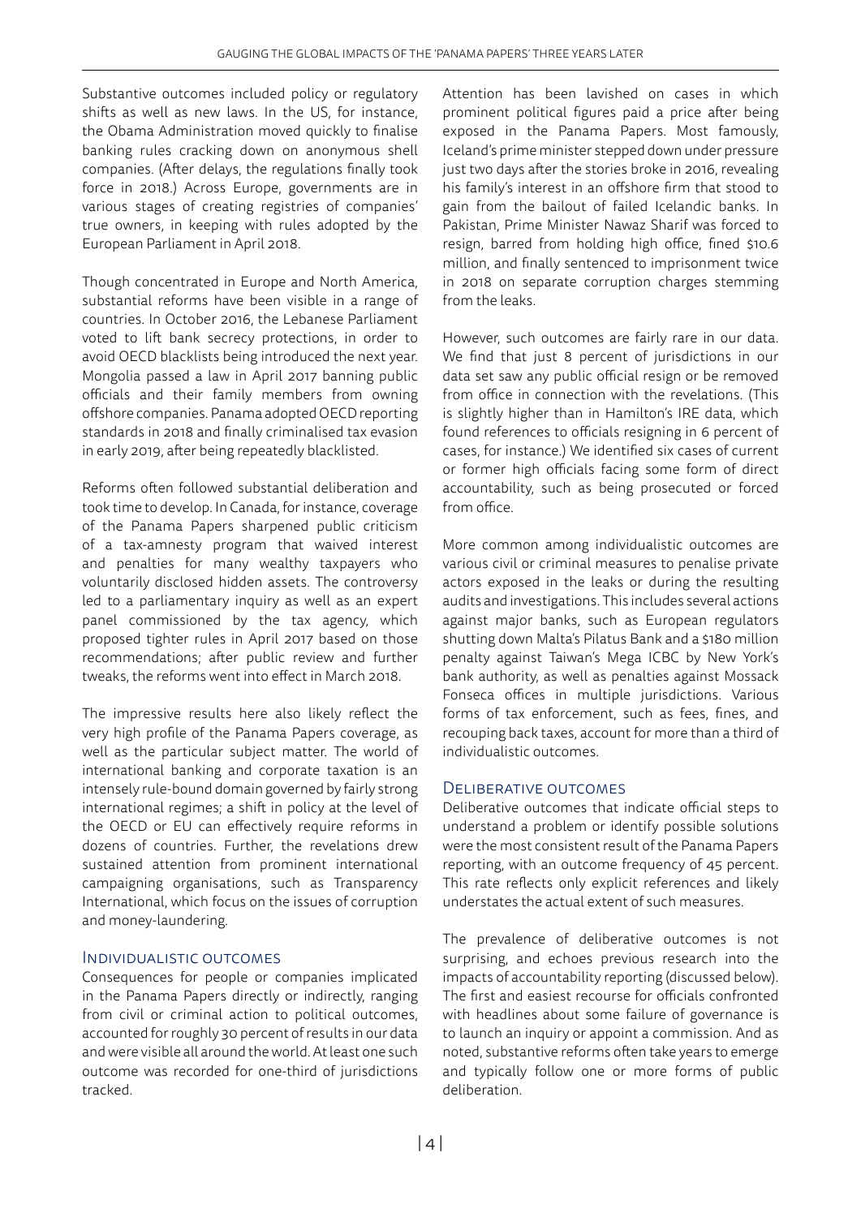Substantive outcomes included policy or regulatory shifts as well as new laws. In the US, for instance, the Obama Administration moved quickly to finalise banking rules cracking down on anonymous shell companies. (After delays, the regulations finally took force in 2018.) Across Europe, governments are in various stages of creating registries of companies' true owners, in keeping with rules adopted by the European Parliament in April 2018.

Though concentrated in Europe and North America, substantial reforms have been visible in a range of countries. In October 2016, the Lebanese Parliament voted to lift bank secrecy protections, in order to avoid OECD blacklists being introduced the next year. Mongolia passed a law in April 2017 banning public officials and their family members from owning offshore companies. Panama adopted OECD reporting standards in 2018 and finally criminalised tax evasion in early 2019, after being repeatedly blacklisted.

Reforms often followed substantial deliberation and took time to develop. In Canada, for instance, coverage of the Panama Papers sharpened public criticism of a tax-amnesty program that waived interest and penalties for many wealthy taxpayers who voluntarily disclosed hidden assets. The controversy led to a parliamentary inquiry as well as an expert panel commissioned by the tax agency, which proposed tighter rules in April 2017 based on those recommendations; after public review and further tweaks, the reforms went into effect in March 2018.

The impressive results here also likely reflect the very high profile of the Panama Papers coverage, as well as the particular subject matter. The world of international banking and corporate taxation is an intensely rule-bound domain governed by fairly strong international regimes; a shift in policy at the level of the OECD or EU can effectively require reforms in dozens of countries. Further, the revelations drew sustained attention from prominent international campaigning organisations, such as Transparency International, which focus on the issues of corruption and money-laundering.

### Individualistic outcomes

Consequences for people or companies implicated in the Panama Papers directly or indirectly, ranging from civil or criminal action to political outcomes, accounted for roughly 30 percent of results in our data and were visible all around the world. At least one such outcome was recorded for one-third of jurisdictions tracked.

Attention has been lavished on cases in which prominent political figures paid a price after being exposed in the Panama Papers. Most famously, Iceland's prime minister stepped down under pressure just two days after the stories broke in 2016, revealing his family's interest in an offshore firm that stood to gain from the bailout of failed Icelandic banks. In Pakistan, Prime Minister Nawaz Sharif was forced to resign, barred from holding high office, fined $10.6 million, and finally sentenced to imprisonment twice in 2018 on separate corruption charges stemming from the leaks.

However, such outcomes are fairly rare in our data. We find that just 8 percent of jurisdictions in our data set saw any public official resign or be removed from office in connection with the revelations. (This is slightly higher than in Hamilton's IRE data, which found references to officials resigning in 6 percent of cases, for instance.) We identified six cases of current or former high officials facing some form of direct accountability, such as being prosecuted or forced from office.

More common among individualistic outcomes are various civil or criminal measures to penalise private actors exposed in the leaks or during the resulting audits and investigations. This includes several actions against major banks, such as European regulators shutting down Malta's Pilatus Bank and a $180 million penalty against Taiwan's Mega ICBC by New York's bank authority, as well as penalties against Mossack Fonseca offices in multiple jurisdictions. Various forms of tax enforcement, such as fees, fines, and recouping back taxes, account for more than a third of individualistic outcomes.

### Deliberative outcomes

Deliberative outcomes that indicate official steps to understand a problem or identify possible solutions were the most consistent result of the Panama Papers reporting, with an outcome frequency of 45 percent. This rate reflects only explicit references and likely understates the actual extent of such measures.

The prevalence of deliberative outcomes is not surprising, and echoes previous research into the impacts of accountability reporting (discussed below). The first and easiest recourse for officials confronted with headlines about some failure of governance is to launch an inquiry or appoint a commission. And as noted, substantive reforms often take years to emerge and typically follow one or more forms of public deliberation.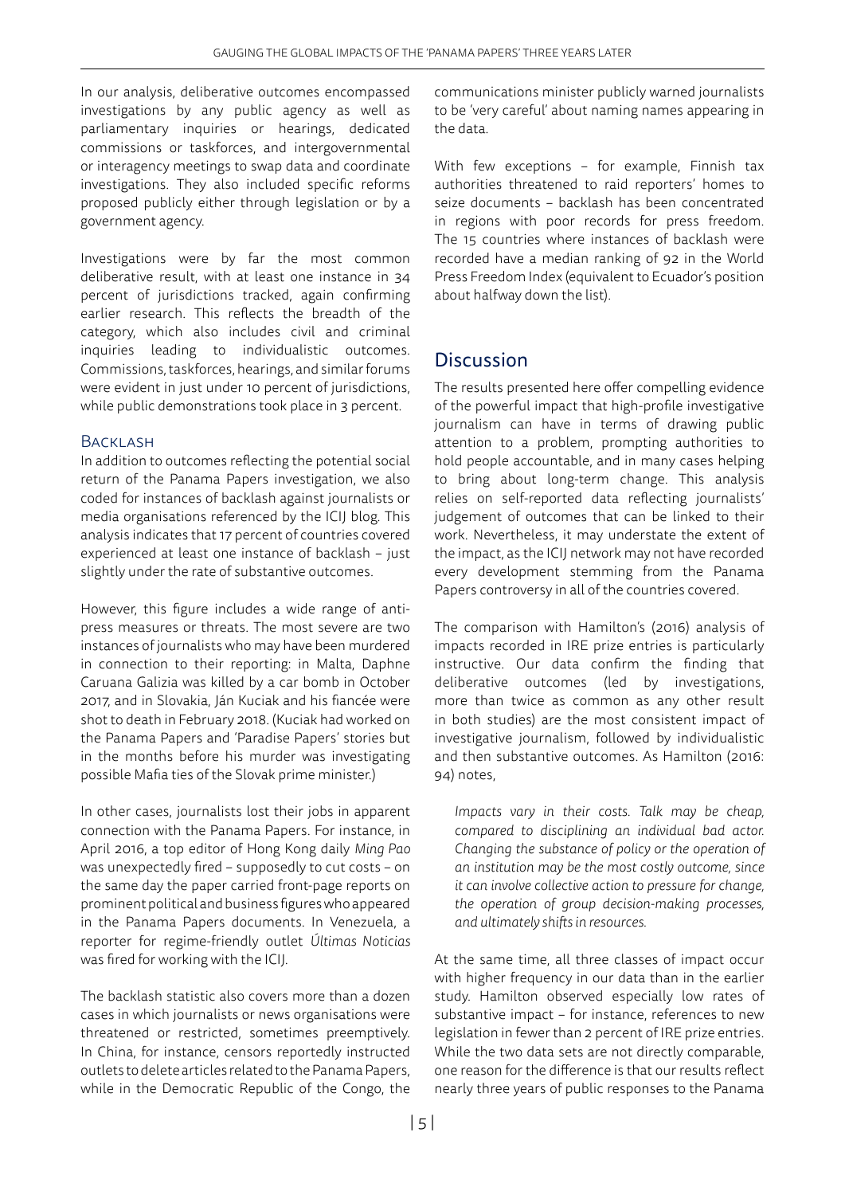In our analysis, deliberative outcomes encompassed investigations by any public agency as well as parliamentary inquiries or hearings, dedicated commissions or taskforces, and intergovernmental or interagency meetings to swap data and coordinate investigations. They also included specific reforms proposed publicly either through legislation or by a government agency.

Investigations were by far the most common deliberative result, with at least one instance in 34 percent of jurisdictions tracked, again confirming earlier research. This reflects the breadth of the category, which also includes civil and criminal inquiries leading to individualistic outcomes. Commissions, taskforces, hearings, and similar forums were evident in just under 10 percent of jurisdictions, while public demonstrations took place in 3 percent.

### Backlash

In addition to outcomes reflecting the potential social return of the Panama Papers investigation, we also coded for instances of backlash against journalists or media organisations referenced by the ICIJ blog. This analysis indicates that 17 percent of countries covered experienced at least one instance of backlash – just slightly under the rate of substantive outcomes.

However, this figure includes a wide range of anti-press measures or threats. The most severe are two instances of journalists who may have been murdered in connection to their reporting: in Malta, Daphne Caruana Galizia was killed by a car bomb in October 2017, and in Slovakia, Ján Kuciak and his fiancée were shot to death in February 2018. (Kuciak had worked on the Panama Papers and 'Paradise Papers' stories but in the months before his murder was investigating possible Mafia ties of the Slovak prime minister.)

In other cases, journalists lost their jobs in apparent connection with the Panama Papers. For instance, in April 2016, a top editor of Hong Kong daily *Ming Pao* was unexpectedly fired – supposedly to cut costs – on the same day the paper carried front-page reports on prominent political and business figures who appeared in the Panama Papers documents. In Venezuela, a reporter for regime-friendly outlet *Últimas Noticias* was fired for working with the ICIJ.

The backlash statistic also covers more than a dozen cases in which journalists or news organisations were threatened or restricted, sometimes preemptively. In China, for instance, censors reportedly instructed outlets to delete articles related to the Panama Papers, while in the Democratic Republic of the Congo, the communications minister publicly warned journalists to be 'very careful' about naming names appearing in the data.

With few exceptions – for example, Finnish tax authorities threatened to raid reporters' homes to seize documents – backlash has been concentrated in regions with poor records for press freedom. The 15 countries where instances of backlash were recorded have a median ranking of 92 in the World Press Freedom Index (equivalent to Ecuador's position about halfway down the list).

## Discussion

The results presented here offer compelling evidence of the powerful impact that high-profile investigative journalism can have in terms of drawing public attention to a problem, prompting authorities to hold people accountable, and in many cases helping to bring about long-term change. This analysis relies on self-reported data reflecting journalists' judgement of outcomes that can be linked to their work. Nevertheless, it may understate the extent of the impact, as the ICIJ network may not have recorded every development stemming from the Panama Papers controversy in all of the countries covered.

The comparison with Hamilton's (2016) analysis of impacts recorded in IRE prize entries is particularly instructive. Our data confirm the finding that deliberative outcomes (led by investigations, more than twice as common as any other result in both studies) are the most consistent impact of investigative journalism, followed by individualistic and then substantive outcomes. As Hamilton (2016: 94) notes,

> *Impacts vary in their costs. Talk may be cheap, compared to disciplining an individual bad actor. Changing the substance of policy or the operation of an institution may be the most costly outcome, since it can involve collective action to pressure for change, the operation of group decision-making processes, and ultimately shifts in resources.*

At the same time, all three classes of impact occur with higher frequency in our data than in the earlier study. Hamilton observed especially low rates of substantive impact – for instance, references to new legislation in fewer than 2 percent of IRE prize entries. While the two data sets are not directly comparable, one reason for the difference is that our results reflect nearly three years of public responses to the Panama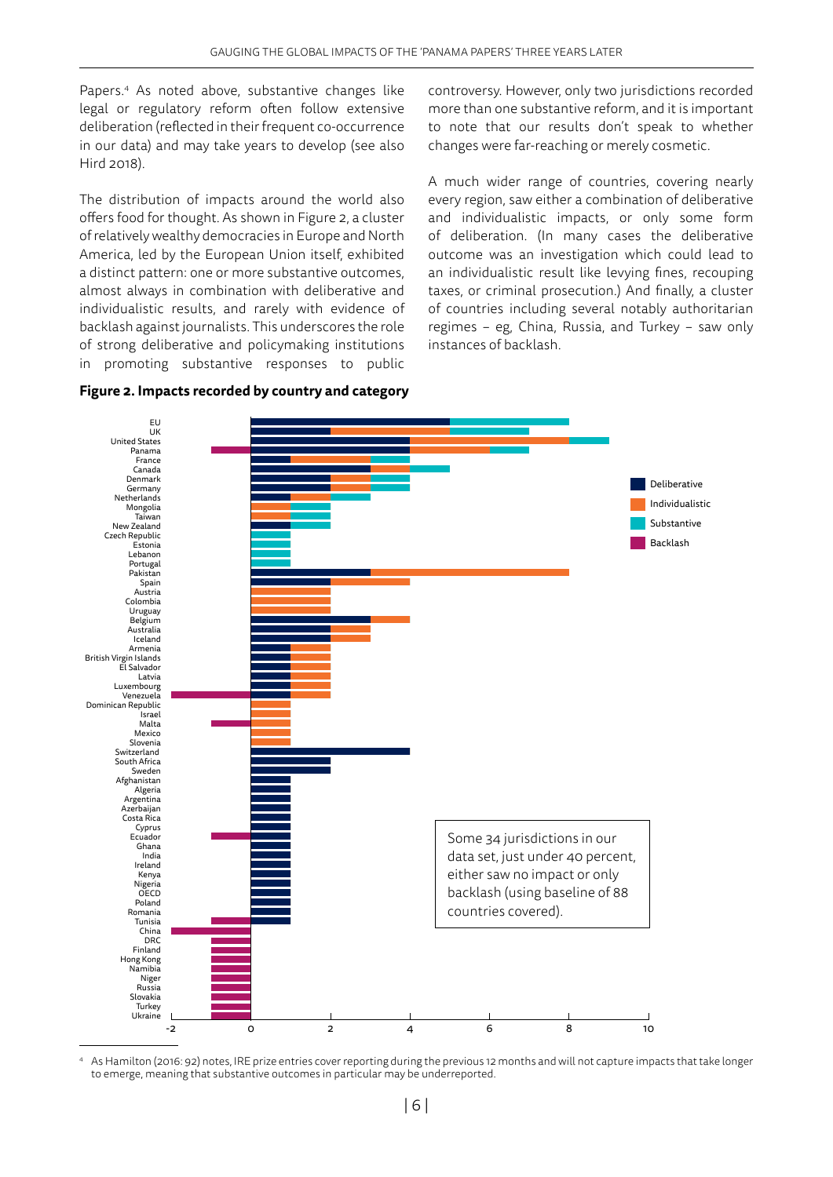Papers.[4] As noted above, substantive changes like legal or regulatory reform often follow extensive deliberation (reflected in their frequent co-occurrence in our data) and may take years to develop (see also Hird 2018).

The distribution of impacts around the world also offers food for thought. As shown in Figure 2, a cluster of relatively wealthy democracies in Europe and North America, led by the European Union itself, exhibited a distinct pattern: one or more substantive outcomes, almost always in combination with deliberative and individualistic results, and rarely with evidence of backlash against journalists. This underscores the role of strong deliberative and policymaking institutions in promoting substantive responses to public controversy. However, only two jurisdictions recorded more than one substantive reform, and it is important to note that our results don't speak to whether changes were far-reaching or merely cosmetic.

A much wider range of countries, covering nearly every region, saw either a combination of deliberative and individualistic impacts, or only some form of deliberation. (In many cases the deliberative outcome was an investigation which could lead to an individualistic result like levying fines, recouping taxes, or criminal prosecution.) And finally, a cluster of countries including several notably authoritarian regimes – eg, China, Russia, and Turkey – saw only instances of backlash.

**Figure 2. Impacts recorded by country and category**

Some 34 jurisdictions in our data set, just under 40 percent, either saw no impact or only backlash (using baseline of 88 countries covered).

[4] As Hamilton (2016: 92) notes, IRE prize entries cover reporting during the previous 12 months and will not capture impacts that take longer to emerge, meaning that substantive outcomes in particular may be underreported.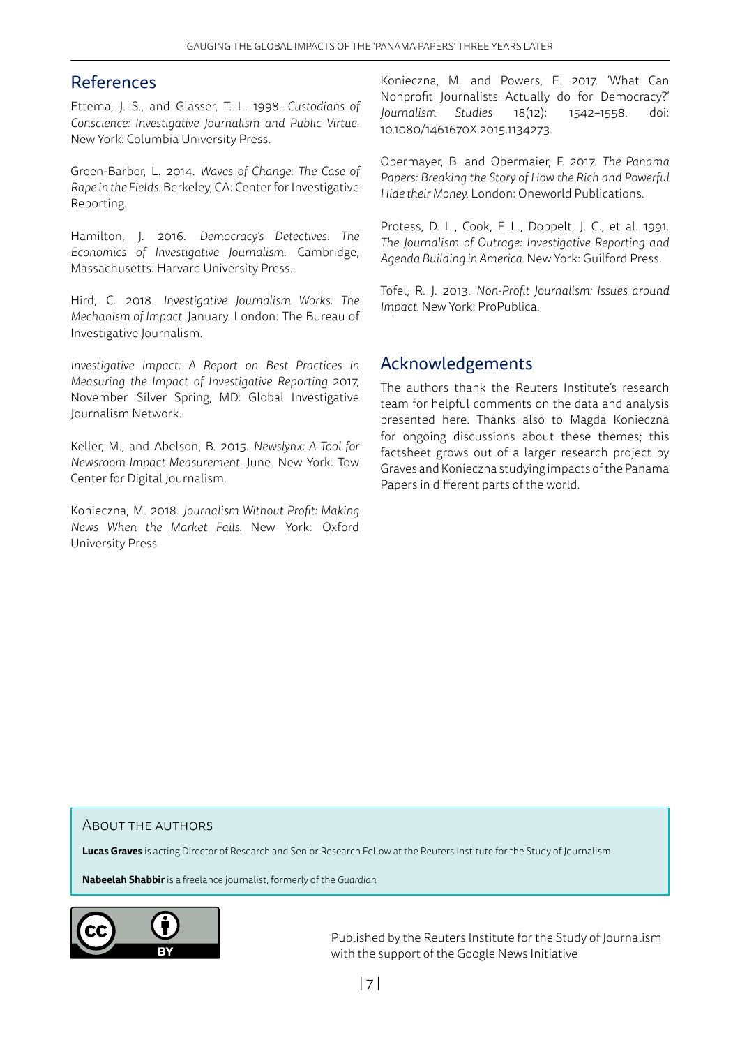## References

Ettema, J. S., and Glasser, T. L. 1998. *Custodians of Conscience: Investigative Journalism and Public Virtue*. New York: Columbia University Press.

Green-Barber, L. 2014. *Waves of Change: The Case of Rape in the Fields*. Berkeley, CA: Center for Investigative Reporting.

Hamilton, J. 2016. *Democracy's Detectives: The Economics of Investigative Journalism*. Cambridge, Massachusetts: Harvard University Press.

Hird, C. 2018. *Investigative Journalism Works: The Mechanism of Impact*. January. London: The Bureau of Investigative Journalism.

*Investigative Impact: A Report on Best Practices in Measuring the Impact of Investigative Reporting* 2017, November. Silver Spring, MD: Global Investigative Journalism Network.

Keller, M., and Abelson, B. 2015. *Newslynx: A Tool for Newsroom Impact Measurement*. June. New York: Tow Center for Digital Journalism.

Konieczna, M. 2018. *Journalism Without Profit: Making News When the Market Fails*. New York: Oxford University Press

Konieczna, M. and Powers, E. 2017. 'What Can Nonprofit Journalists Actually do for Democracy?' *Journalism Studies* 18(12): 1542–1558. doi: 10.1080/1461670X.2015.1134273.

Obermayer, B. and Obermaier, F. 2017. *The Panama Papers: Breaking the Story of How the Rich and Powerful Hide their Money*. London: Oneworld Publications.

Protess, D. L., Cook, F. L., Doppelt, J. C., et al. 1991. *The Journalism of Outrage: Investigative Reporting and Agenda Building in America*. New York: Guilford Press.

Tofel, R. J. 2013. *Non-Profit Journalism: Issues around Impact*. New York: ProPublica.

## Acknowledgements

The authors thank the Reuters Institute's research team for helpful comments on the data and analysis presented here. Thanks also to Magda Konieczna for ongoing discussions about these themes; this factsheet grows out of a larger research project by Graves and Konieczna studying impacts of the Panama Papers in different parts of the world.

### About the Authors

**Lucas Graves** is acting Director of Research and Senior Research Fellow at the Reuters Institute for the Study of Journalism

**Nabeelah Shabbir** is a freelance journalist, formerly of the *Guardian*

Published by the Reuters Institute for the Study of Journalism with the support of the Google News Initiative